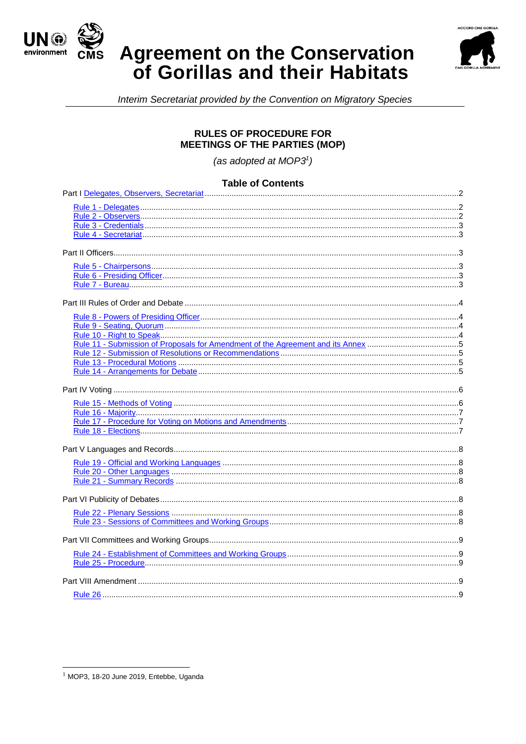# Agreement on the Conservation of Gorillas and their Habitats

*Interim Secretariat provided by the Convention on Migratory Species*

## RULES OF PROCEDURE FOR MEETINGS OF THE PARTIES (MOP)

*(as adopted at MOP3[1])*

### Table of Contents

Part I Delegates, Observers, Secretariat ....................................................2

- Rule 1 - Delegates ....................................................2
- Rule 2 - Observers ....................................................2
- Rule 3 - Credentials ....................................................3
- Rule 4 - Secretariat ....................................................3

Part II Officers ....................................................3

- Rule 5 - Chairpersons ....................................................3
- Rule 6 - Presiding Officer ....................................................3
- Rule 7 - Bureau ....................................................3

Part III Rules of Order and Debate ....................................................4

- Rule 8 - Powers of Presiding Officer ....................................................4
- Rule 9 - Seating, Quorum ....................................................4
- Rule 10 - Right to Speak ....................................................4
- Rule 11 - Submission of Proposals for Amendment of the Agreement and its Annex ....................................................5
- Rule 12 - Submission of Resolutions or Recommendations ....................................................5
- Rule 13 - Procedural Motions ....................................................5
- Rule 14 - Arrangements for Debate ....................................................5

Part IV Voting ....................................................6

- Rule 15 - Methods of Voting ....................................................6
- Rule 16 - Majority ....................................................7
- Rule 17 - Procedure for Voting on Motions and Amendments ....................................................7
- Rule 18 - Elections ....................................................7

Part V Languages and Records ....................................................8

- Rule 19 - Official and Working Languages ....................................................8
- Rule 20 - Other Languages ....................................................8
- Rule 21 - Summary Records ....................................................8

Part VI Publicity of Debates ....................................................8

- Rule 22 - Plenary Sessions ....................................................8
- Rule 23 - Sessions of Committees and Working Groups ....................................................8

Part VII Committees and Working Groups ....................................................9

- Rule 24 - Establishment of Committees and Working Groups ....................................................9
- Rule 25 - Procedure ....................................................9

Part VIII Amendment ....................................................9

- Rule 26 ....................................................9

---

[1] MOP3, 18-20 June 2019, Entebbe, Uganda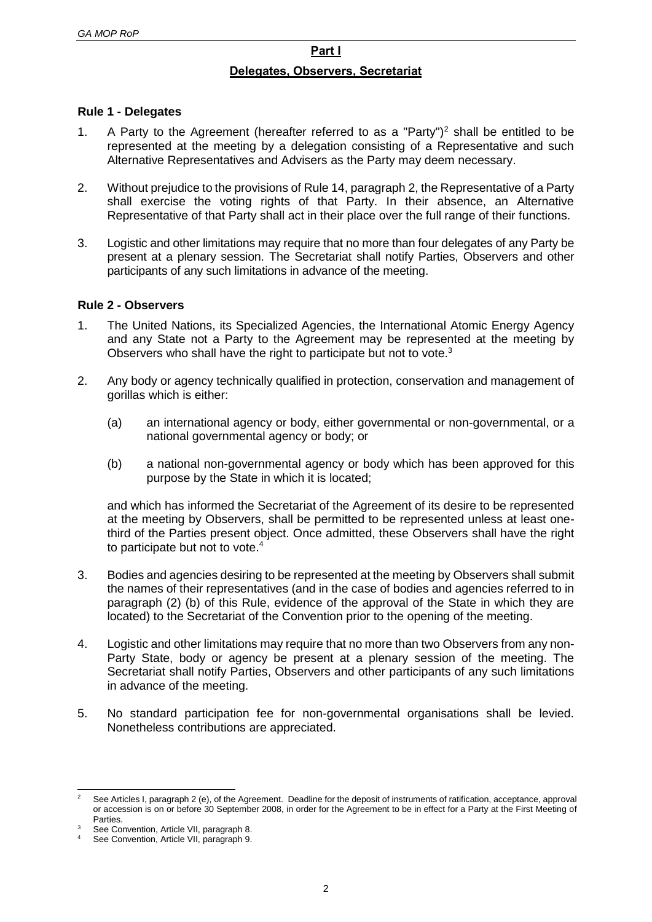# Part I

## Delegates, Observers, Secretariat

### Rule 1 - Delegates

1. A Party to the Agreement (hereafter referred to as a "Party")[2] shall be entitled to be represented at the meeting by a delegation consisting of a Representative and such Alternative Representatives and Advisers as the Party may deem necessary.

2. Without prejudice to the provisions of Rule 14, paragraph 2, the Representative of a Party shall exercise the voting rights of that Party. In their absence, an Alternative Representative of that Party shall act in their place over the full range of their functions.

3. Logistic and other limitations may require that no more than four delegates of any Party be present at a plenary session. The Secretariat shall notify Parties, Observers and other participants of any such limitations in advance of the meeting.

### Rule 2 - Observers

1. The United Nations, its Specialized Agencies, the International Atomic Energy Agency and any State not a Party to the Agreement may be represented at the meeting by Observers who shall have the right to participate but not to vote.[3]

2. Any body or agency technically qualified in protection, conservation and management of gorillas which is either:

   (a) an international agency or body, either governmental or non-governmental, or a national governmental agency or body; or

   (b) a national non-governmental agency or body which has been approved for this purpose by the State in which it is located;

   and which has informed the Secretariat of the Agreement of its desire to be represented at the meeting by Observers, shall be permitted to be represented unless at least one-third of the Parties present object. Once admitted, these Observers shall have the right to participate but not to vote.[4]

3. Bodies and agencies desiring to be represented at the meeting by Observers shall submit the names of their representatives (and in the case of bodies and agencies referred to in paragraph (2) (b) of this Rule, evidence of the approval of the State in which they are located) to the Secretariat of the Convention prior to the opening of the meeting.

4. Logistic and other limitations may require that no more than two Observers from any non-Party State, body or agency be present at a plenary session of the meeting. The Secretariat shall notify Parties, Observers and other participants of any such limitations in advance of the meeting.

5. No standard participation fee for non-governmental organisations shall be levied. Nonetheless contributions are appreciated.

---

[2] See Articles I, paragraph 2 (e), of the Agreement. Deadline for the deposit of instruments of ratification, acceptance, approval or accession is on or before 30 September 2008, in order for the Agreement to be in effect for a Party at the First Meeting of Parties.

[3] See Convention, Article VII, paragraph 8.

[4] See Convention, Article VII, paragraph 9.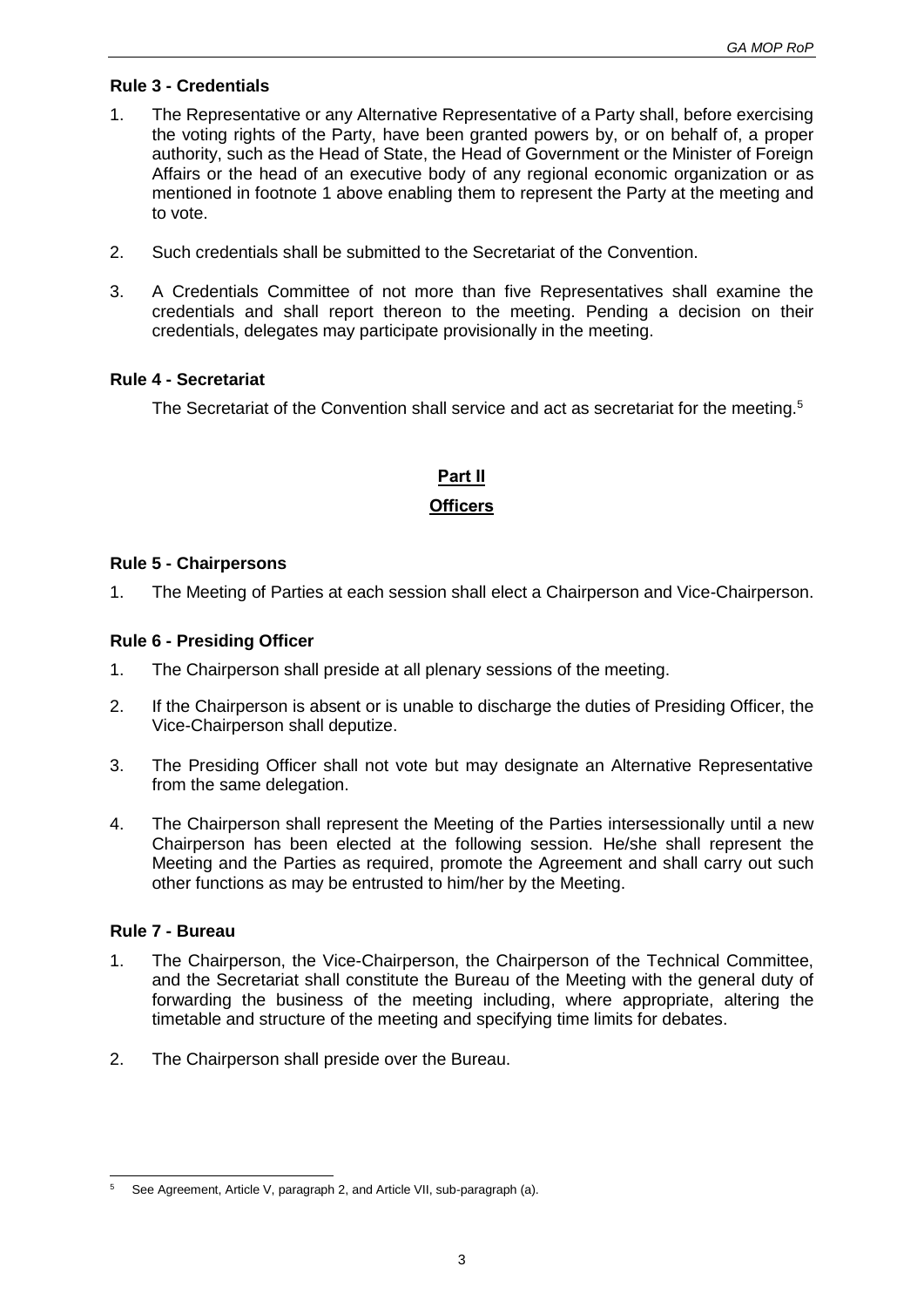### Rule 3 - Credentials

1. The Representative or any Alternative Representative of a Party shall, before exercising the voting rights of the Party, have been granted powers by, or on behalf of, a proper authority, such as the Head of State, the Head of Government or the Minister of Foreign Affairs or the head of an executive body of any regional economic organization or as mentioned in footnote 1 above enabling them to represent the Party at the meeting and to vote.

2. Such credentials shall be submitted to the Secretariat of the Convention.

3. A Credentials Committee of not more than five Representatives shall examine the credentials and shall report thereon to the meeting. Pending a decision on their credentials, delegates may participate provisionally in the meeting.

### Rule 4 - Secretariat

The Secretariat of the Convention shall service and act as secretariat for the meeting.[5]

## Part II

## Officers

### Rule 5 - Chairpersons

1. The Meeting of Parties at each session shall elect a Chairperson and Vice-Chairperson.

### Rule 6 - Presiding Officer

1. The Chairperson shall preside at all plenary sessions of the meeting.

2. If the Chairperson is absent or is unable to discharge the duties of Presiding Officer, the Vice-Chairperson shall deputize.

3. The Presiding Officer shall not vote but may designate an Alternative Representative from the same delegation.

4. The Chairperson shall represent the Meeting of the Parties intersessionally until a new Chairperson has been elected at the following session. He/she shall represent the Meeting and the Parties as required, promote the Agreement and shall carry out such other functions as may be entrusted to him/her by the Meeting.

### Rule 7 - Bureau

1. The Chairperson, the Vice-Chairperson, the Chairperson of the Technical Committee, and the Secretariat shall constitute the Bureau of the Meeting with the general duty of forwarding the business of the meeting including, where appropriate, altering the timetable and structure of the meeting and specifying time limits for debates.

2. The Chairperson shall preside over the Bureau.

---

[5] See Agreement, Article V, paragraph 2, and Article VII, sub-paragraph (a).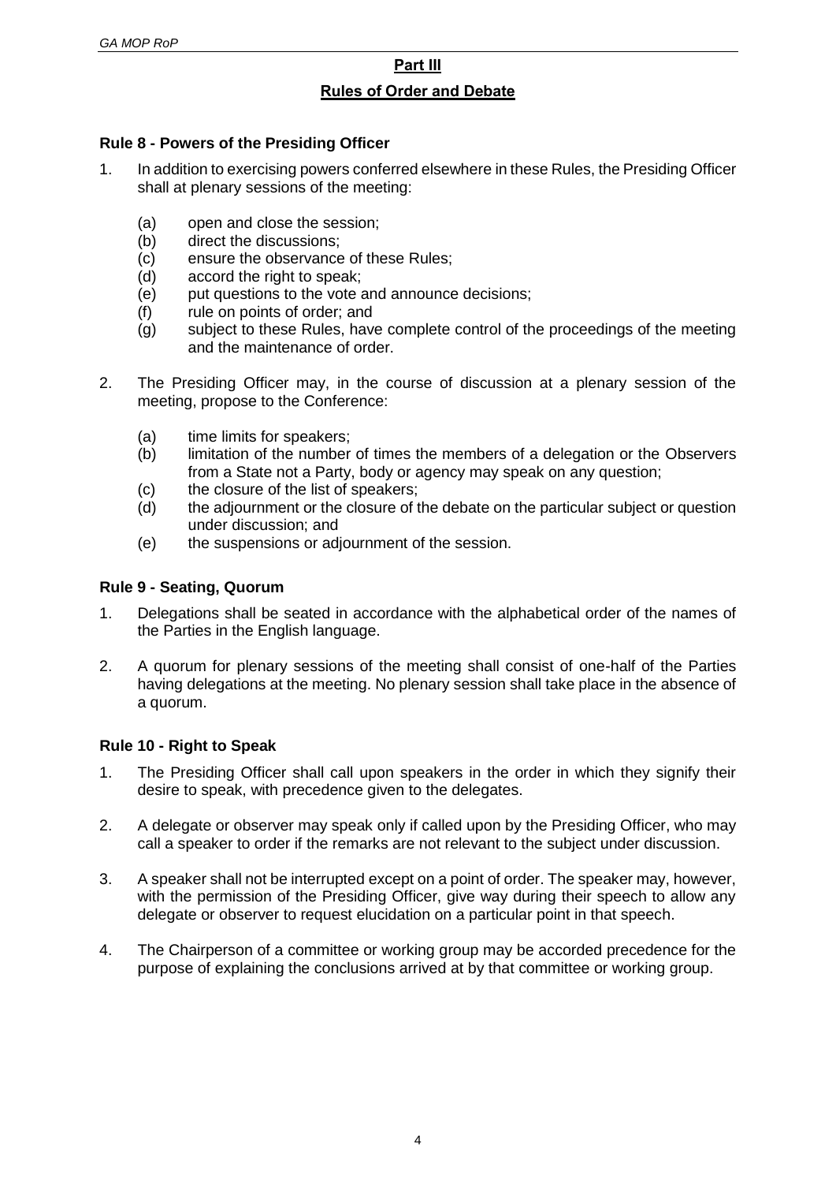## Part III

## Rules of Order and Debate

### Rule 8 - Powers of the Presiding Officer

1. In addition to exercising powers conferred elsewhere in these Rules, the Presiding Officer shall at plenary sessions of the meeting:

   (a) open and close the session;
   (b) direct the discussions;
   (c) ensure the observance of these Rules;
   (d) accord the right to speak;
   (e) put questions to the vote and announce decisions;
   (f) rule on points of order; and
   (g) subject to these Rules, have complete control of the proceedings of the meeting and the maintenance of order.

2. The Presiding Officer may, in the course of discussion at a plenary session of the meeting, propose to the Conference:

   (a) time limits for speakers;
   (b) limitation of the number of times the members of a delegation or the Observers from a State not a Party, body or agency may speak on any question;
   (c) the closure of the list of speakers;
   (d) the adjournment or the closure of the debate on the particular subject or question under discussion; and
   (e) the suspensions or adjournment of the session.

### Rule 9 - Seating, Quorum

1. Delegations shall be seated in accordance with the alphabetical order of the names of the Parties in the English language.

2. A quorum for plenary sessions of the meeting shall consist of one-half of the Parties having delegations at the meeting. No plenary session shall take place in the absence of a quorum.

### Rule 10 - Right to Speak

1. The Presiding Officer shall call upon speakers in the order in which they signify their desire to speak, with precedence given to the delegates.

2. A delegate or observer may speak only if called upon by the Presiding Officer, who may call a speaker to order if the remarks are not relevant to the subject under discussion.

3. A speaker shall not be interrupted except on a point of order. The speaker may, however, with the permission of the Presiding Officer, give way during their speech to allow any delegate or observer to request elucidation on a particular point in that speech.

4. The Chairperson of a committee or working group may be accorded precedence for the purpose of explaining the conclusions arrived at by that committee or working group.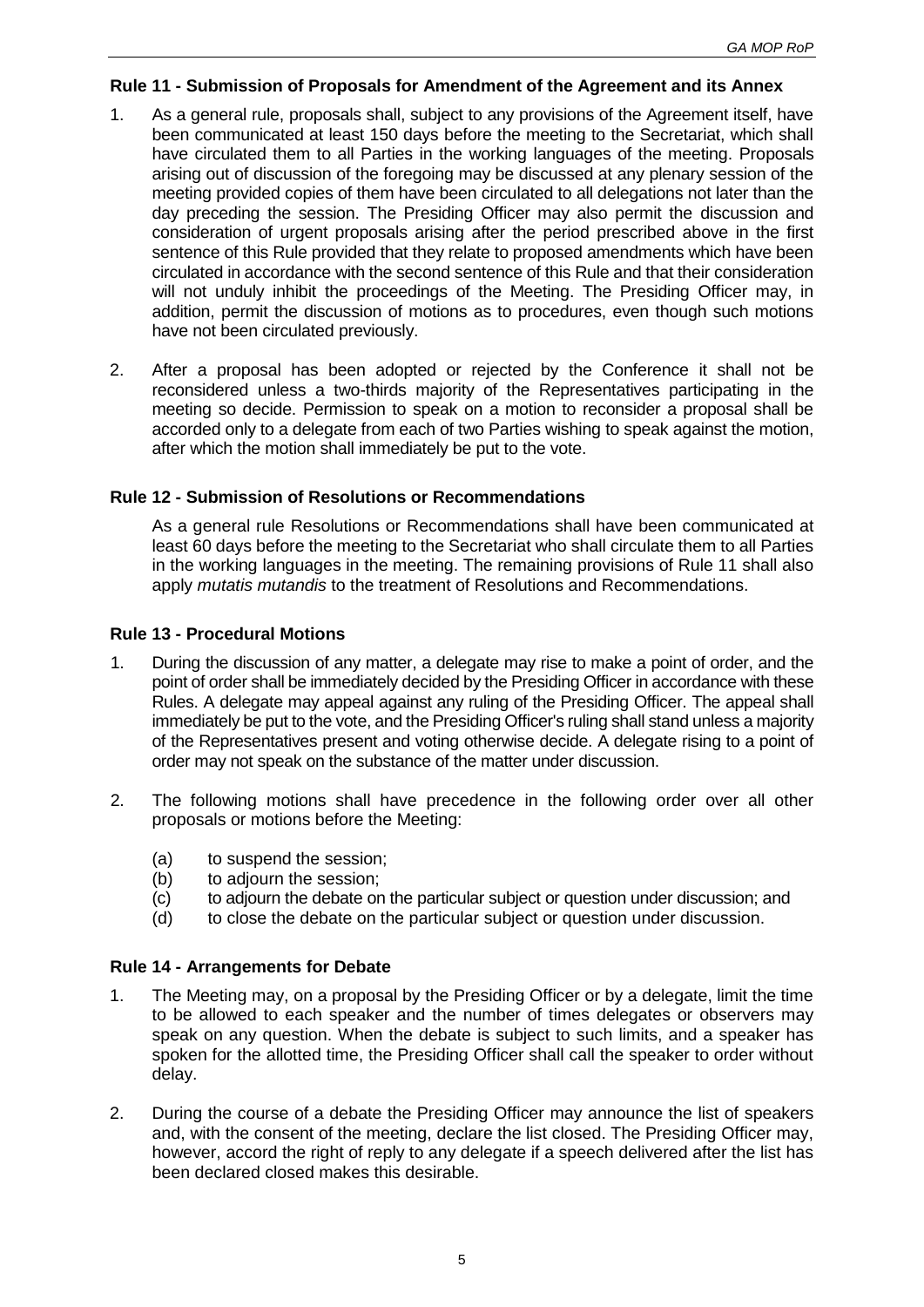### Rule 11 - Submission of Proposals for Amendment of the Agreement and its Annex

1. As a general rule, proposals shall, subject to any provisions of the Agreement itself, have been communicated at least 150 days before the meeting to the Secretariat, which shall have circulated them to all Parties in the working languages of the meeting. Proposals arising out of discussion of the foregoing may be discussed at any plenary session of the meeting provided copies of them have been circulated to all delegations not later than the day preceding the session. The Presiding Officer may also permit the discussion and consideration of urgent proposals arising after the period prescribed above in the first sentence of this Rule provided that they relate to proposed amendments which have been circulated in accordance with the second sentence of this Rule and that their consideration will not unduly inhibit the proceedings of the Meeting. The Presiding Officer may, in addition, permit the discussion of motions as to procedures, even though such motions have not been circulated previously.

2. After a proposal has been adopted or rejected by the Conference it shall not be reconsidered unless a two-thirds majority of the Representatives participating in the meeting so decide. Permission to speak on a motion to reconsider a proposal shall be accorded only to a delegate from each of two Parties wishing to speak against the motion, after which the motion shall immediately be put to the vote.

### Rule 12 - Submission of Resolutions or Recommendations

As a general rule Resolutions or Recommendations shall have been communicated at least 60 days before the meeting to the Secretariat who shall circulate them to all Parties in the working languages in the meeting. The remaining provisions of Rule 11 shall also apply *mutatis mutandis* to the treatment of Resolutions and Recommendations.

### Rule 13 - Procedural Motions

1. During the discussion of any matter, a delegate may rise to make a point of order, and the point of order shall be immediately decided by the Presiding Officer in accordance with these Rules. A delegate may appeal against any ruling of the Presiding Officer. The appeal shall immediately be put to the vote, and the Presiding Officer's ruling shall stand unless a majority of the Representatives present and voting otherwise decide. A delegate rising to a point of order may not speak on the substance of the matter under discussion.

2. The following motions shall have precedence in the following order over all other proposals or motions before the Meeting:

   (a) to suspend the session;
   (b) to adjourn the session;
   (c) to adjourn the debate on the particular subject or question under discussion; and
   (d) to close the debate on the particular subject or question under discussion.

### Rule 14 - Arrangements for Debate

1. The Meeting may, on a proposal by the Presiding Officer or by a delegate, limit the time to be allowed to each speaker and the number of times delegates or observers may speak on any question. When the debate is subject to such limits, and a speaker has spoken for the allotted time, the Presiding Officer shall call the speaker to order without delay.

2. During the course of a debate the Presiding Officer may announce the list of speakers and, with the consent of the meeting, declare the list closed. The Presiding Officer may, however, accord the right of reply to any delegate if a speech delivered after the list has been declared closed makes this desirable.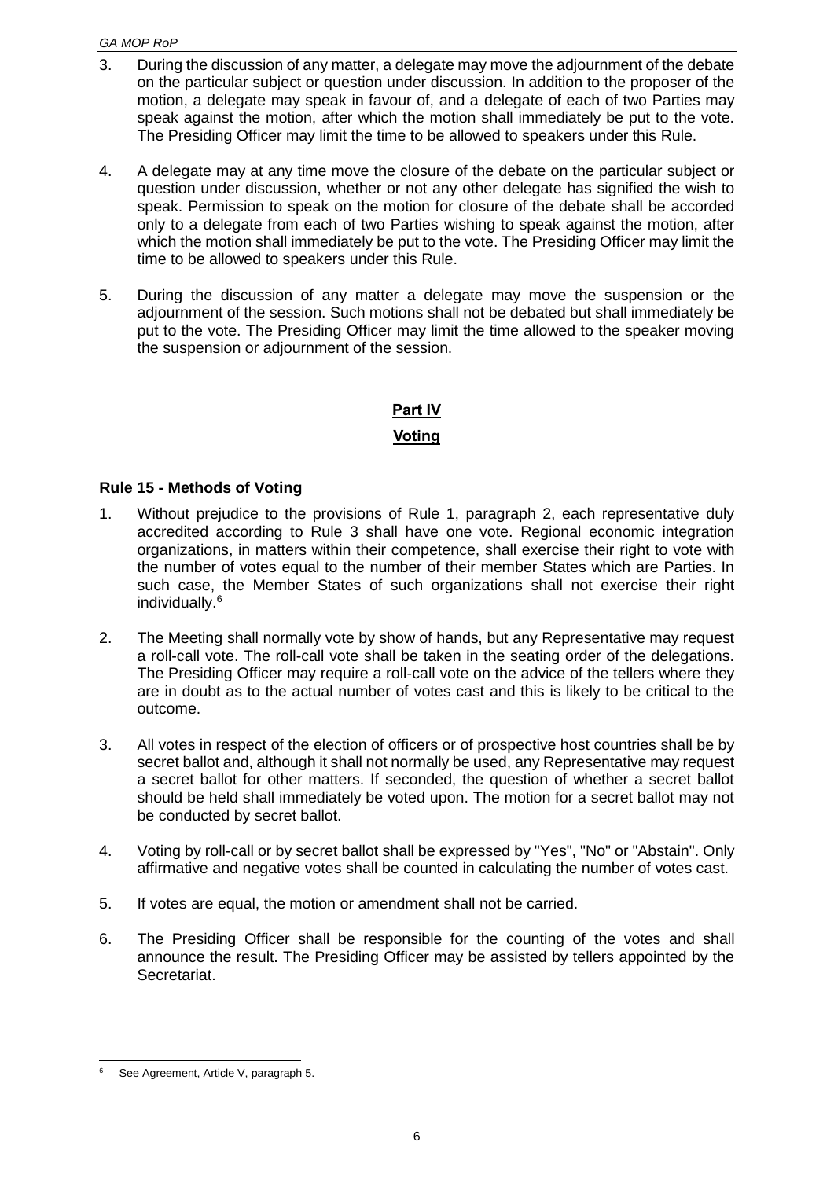3. During the discussion of any matter, a delegate may move the adjournment of the debate on the particular subject or question under discussion. In addition to the proposer of the motion, a delegate may speak in favour of, and a delegate of each of two Parties may speak against the motion, after which the motion shall immediately be put to the vote. The Presiding Officer may limit the time to be allowed to speakers under this Rule.

4. A delegate may at any time move the closure of the debate on the particular subject or question under discussion, whether or not any other delegate has signified the wish to speak. Permission to speak on the motion for closure of the debate shall be accorded only to a delegate from each of two Parties wishing to speak against the motion, after which the motion shall immediately be put to the vote. The Presiding Officer may limit the time to be allowed to speakers under this Rule.

5. During the discussion of any matter a delegate may move the suspension or the adjournment of the session. Such motions shall not be debated but shall immediately be put to the vote. The Presiding Officer may limit the time allowed to the speaker moving the suspension or adjournment of the session.

## Part IV

## Voting

### Rule 15 - Methods of Voting

1. Without prejudice to the provisions of Rule 1, paragraph 2, each representative duly accredited according to Rule 3 shall have one vote. Regional economic integration organizations, in matters within their competence, shall exercise their right to vote with the number of votes equal to the number of their member States which are Parties. In such case, the Member States of such organizations shall not exercise their right individually.[6]

2. The Meeting shall normally vote by show of hands, but any Representative may request a roll-call vote. The roll-call vote shall be taken in the seating order of the delegations. The Presiding Officer may require a roll-call vote on the advice of the tellers where they are in doubt as to the actual number of votes cast and this is likely to be critical to the outcome.

3. All votes in respect of the election of officers or of prospective host countries shall be by secret ballot and, although it shall not normally be used, any Representative may request a secret ballot for other matters. If seconded, the question of whether a secret ballot should be held shall immediately be voted upon. The motion for a secret ballot may not be conducted by secret ballot.

4. Voting by roll-call or by secret ballot shall be expressed by "Yes", "No" or "Abstain". Only affirmative and negative votes shall be counted in calculating the number of votes cast.

5. If votes are equal, the motion or amendment shall not be carried.

6. The Presiding Officer shall be responsible for the counting of the votes and shall announce the result. The Presiding Officer may be assisted by tellers appointed by the Secretariat.

---

[6] See Agreement, Article V, paragraph 5.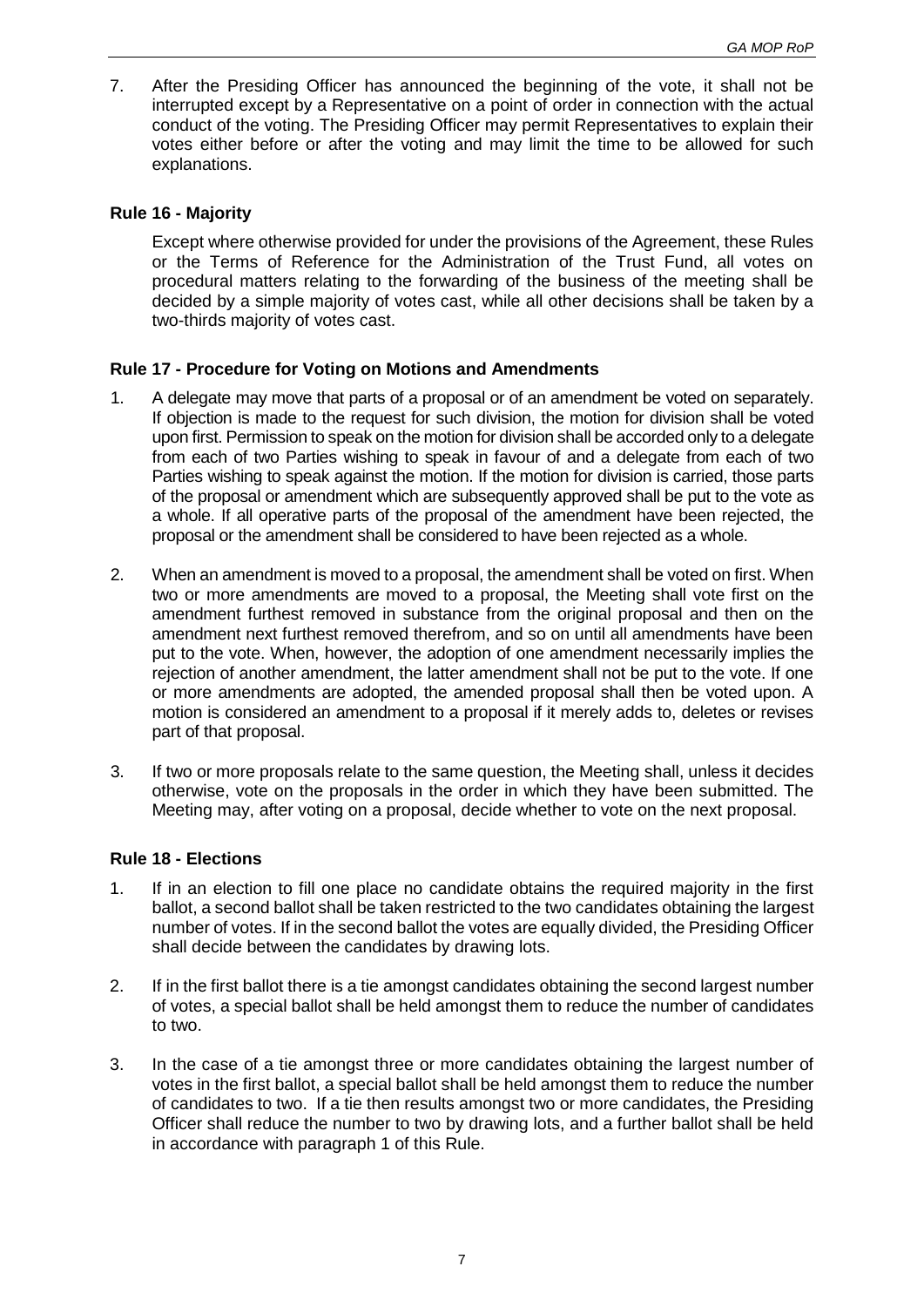7. After the Presiding Officer has announced the beginning of the vote, it shall not be interrupted except by a Representative on a point of order in connection with the actual conduct of the voting. The Presiding Officer may permit Representatives to explain their votes either before or after the voting and may limit the time to be allowed for such explanations.

### Rule 16 - Majority

Except where otherwise provided for under the provisions of the Agreement, these Rules or the Terms of Reference for the Administration of the Trust Fund, all votes on procedural matters relating to the forwarding of the business of the meeting shall be decided by a simple majority of votes cast, while all other decisions shall be taken by a two-thirds majority of votes cast.

### Rule 17 - Procedure for Voting on Motions and Amendments

1. A delegate may move that parts of a proposal or of an amendment be voted on separately. If objection is made to the request for such division, the motion for division shall be voted upon first. Permission to speak on the motion for division shall be accorded only to a delegate from each of two Parties wishing to speak in favour of and a delegate from each of two Parties wishing to speak against the motion. If the motion for division is carried, those parts of the proposal or amendment which are subsequently approved shall be put to the vote as a whole. If all operative parts of the proposal of the amendment have been rejected, the proposal or the amendment shall be considered to have been rejected as a whole.

2. When an amendment is moved to a proposal, the amendment shall be voted on first. When two or more amendments are moved to a proposal, the Meeting shall vote first on the amendment furthest removed in substance from the original proposal and then on the amendment next furthest removed therefrom, and so on until all amendments have been put to the vote. When, however, the adoption of one amendment necessarily implies the rejection of another amendment, the latter amendment shall not be put to the vote. If one or more amendments are adopted, the amended proposal shall then be voted upon. A motion is considered an amendment to a proposal if it merely adds to, deletes or revises part of that proposal.

3. If two or more proposals relate to the same question, the Meeting shall, unless it decides otherwise, vote on the proposals in the order in which they have been submitted. The Meeting may, after voting on a proposal, decide whether to vote on the next proposal.

### Rule 18 - Elections

1. If in an election to fill one place no candidate obtains the required majority in the first ballot, a second ballot shall be taken restricted to the two candidates obtaining the largest number of votes. If in the second ballot the votes are equally divided, the Presiding Officer shall decide between the candidates by drawing lots.

2. If in the first ballot there is a tie amongst candidates obtaining the second largest number of votes, a special ballot shall be held amongst them to reduce the number of candidates to two.

3. In the case of a tie amongst three or more candidates obtaining the largest number of votes in the first ballot, a special ballot shall be held amongst them to reduce the number of candidates to two. If a tie then results amongst two or more candidates, the Presiding Officer shall reduce the number to two by drawing lots, and a further ballot shall be held in accordance with paragraph 1 of this Rule.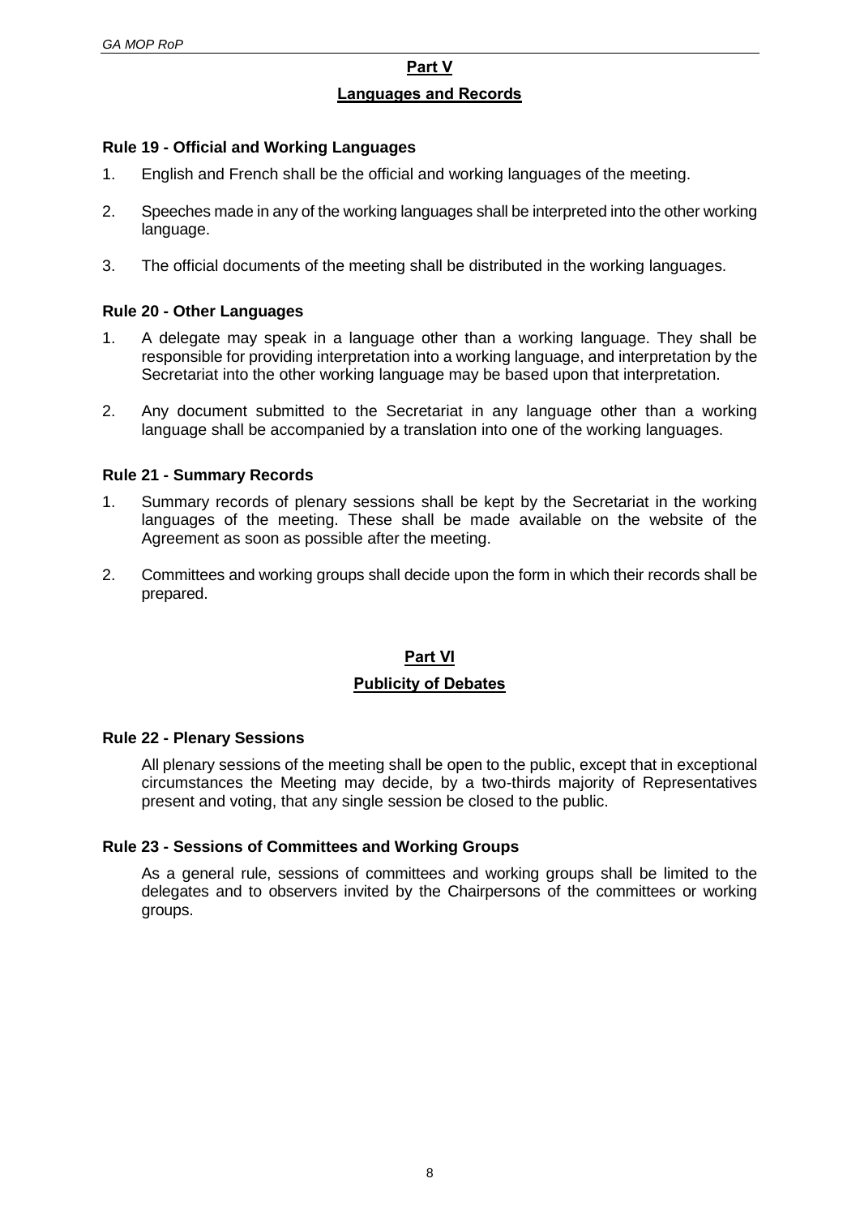## Part V

## Languages and Records

### Rule 19 - Official and Working Languages

1. English and French shall be the official and working languages of the meeting.

2. Speeches made in any of the working languages shall be interpreted into the other working language.

3. The official documents of the meeting shall be distributed in the working languages.

### Rule 20 - Other Languages

1. A delegate may speak in a language other than a working language. They shall be responsible for providing interpretation into a working language, and interpretation by the Secretariat into the other working language may be based upon that interpretation.

2. Any document submitted to the Secretariat in any language other than a working language shall be accompanied by a translation into one of the working languages.

### Rule 21 - Summary Records

1. Summary records of plenary sessions shall be kept by the Secretariat in the working languages of the meeting. These shall be made available on the website of the Agreement as soon as possible after the meeting.

2. Committees and working groups shall decide upon the form in which their records shall be prepared.

## Part VI

## Publicity of Debates

### Rule 22 - Plenary Sessions

All plenary sessions of the meeting shall be open to the public, except that in exceptional circumstances the Meeting may decide, by a two-thirds majority of Representatives present and voting, that any single session be closed to the public.

### Rule 23 - Sessions of Committees and Working Groups

As a general rule, sessions of committees and working groups shall be limited to the delegates and to observers invited by the Chairpersons of the committees or working groups.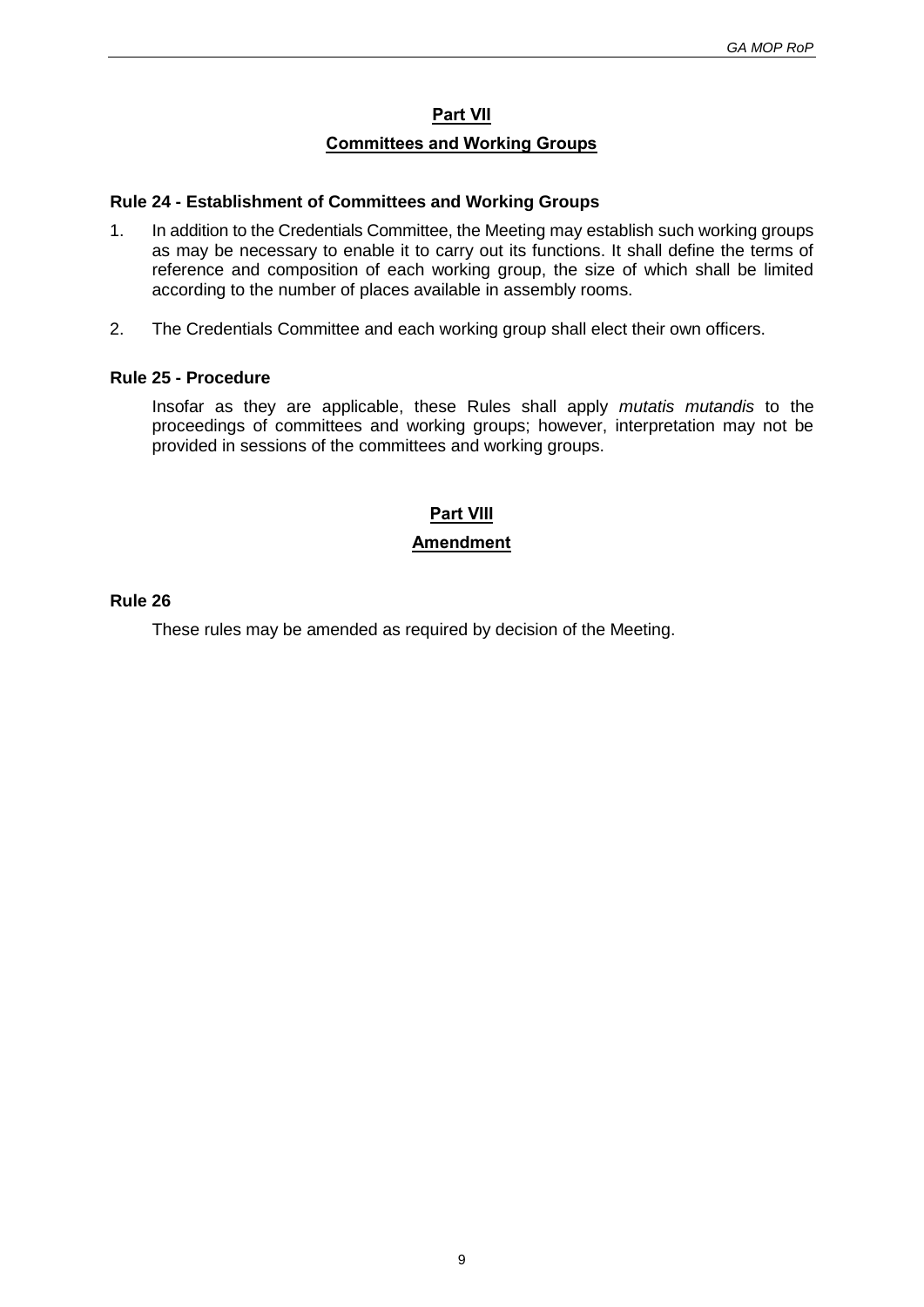## Part VII

## Committees and Working Groups

### Rule 24 - Establishment of Committees and Working Groups

1. In addition to the Credentials Committee, the Meeting may establish such working groups as may be necessary to enable it to carry out its functions. It shall define the terms of reference and composition of each working group, the size of which shall be limited according to the number of places available in assembly rooms.

2. The Credentials Committee and each working group shall elect their own officers.

### Rule 25 - Procedure

Insofar as they are applicable, these Rules shall apply *mutatis mutandis* to the proceedings of committees and working groups; however, interpretation may not be provided in sessions of the committees and working groups.

## Part VIII

## Amendment

### Rule 26

These rules may be amended as required by decision of the Meeting.